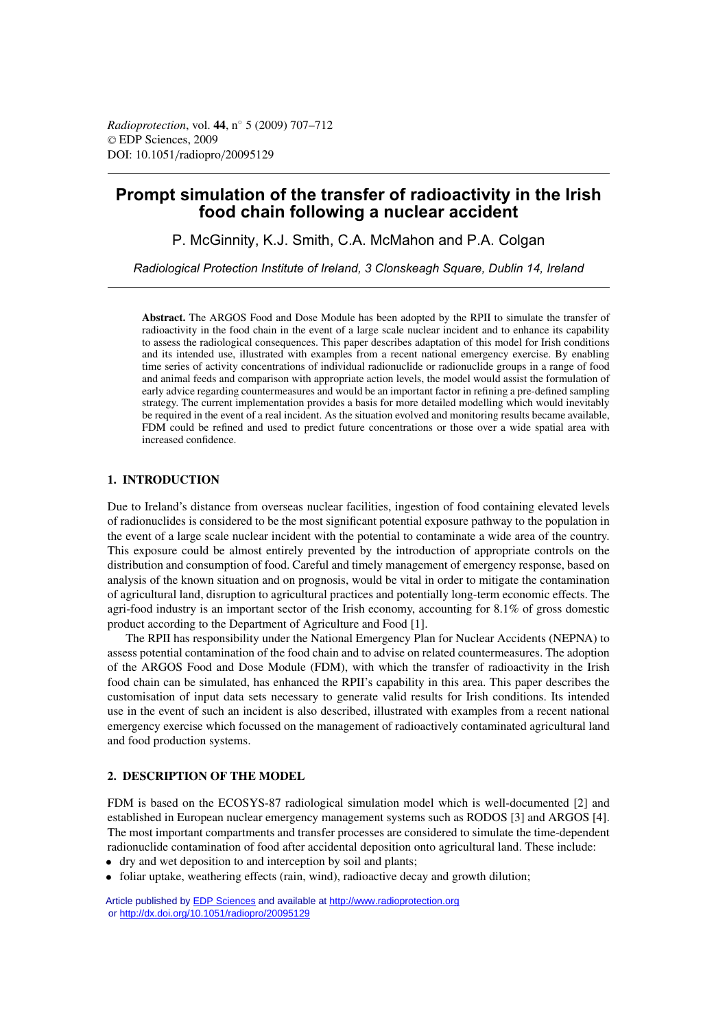# Prompt simulation of the transfer of radioactivity in the Irish food chain following a nuclear accident

P. McGinnity, K.J. Smith, C.A. McMahon and P.A. Colgan

*Radiological Protection Institute of Ireland, 3 Clonskeagh Square, Dublin 14, Ireland*

**Abstract.** The ARGOS Food and Dose Module has been adopted by the RPII to simulate the transfer of radioactivity in the food chain in the event of a large scale nuclear incident and to enhance its capability to assess the radiological consequences. This paper describes adaptation of this model for Irish conditions and its intended use, illustrated with examples from a recent national emergency exercise. By enabling time series of activity concentrations of individual radionuclide or radionuclide groups in a range of food and animal feeds and comparison with appropriate action levels, the model would assist the formulation of early advice regarding countermeasures and would be an important factor in refining a pre-defined sampling strategy. The current implementation provides a basis for more detailed modelling which would inevitably be required in the event of a real incident. As the situation evolved and monitoring results became available, FDM could be refined and used to predict future concentrations or those over a wide spatial area with increased confidence.

## 1. INTRODUCTION

Due to Ireland's distance from overseas nuclear facilities, ingestion of food containing elevated levels of radionuclides is considered to be the most significant potential exposure pathway to the population in the event of a large scale nuclear incident with the potential to contaminate a wide area of the country. This exposure could be almost entirely prevented by the introduction of appropriate controls on the distribution and consumption of food. Careful and timely management of emergency response, based on analysis of the known situation and on prognosis, would be vital in order to mitigate the contamination of agricultural land, disruption to agricultural practices and potentially long-term economic effects. The agri-food industry is an important sector of the Irish economy, accounting for 8.1% of gross domestic product according to the Department of Agriculture and Food [1].

The RPII has responsibility under the National Emergency Plan for Nuclear Accidents (NEPNA) to assess potential contamination of the food chain and to advise on related countermeasures. The adoption of the ARGOS Food and Dose Module (FDM), with which the transfer of radioactivity in the Irish food chain can be simulated, has enhanced the RPII's capability in this area. This paper describes the customisation of input data sets necessary to generate valid results for Irish conditions. Its intended use in the event of such an incident is also described, illustrated with examples from a recent national emergency exercise which focussed on the management of radioactively contaminated agricultural land and food production systems.

## 2. DESCRIPTION OF THE MODEL

FDM is based on the ECOSYS-87 radiological simulation model which is well-documented [2] and established in European nuclear emergency management systems such as RODOS [3] and ARGOS [4]. The most important compartments and transfer processes are considered to simulate the time-dependent radionuclide contamination of food after accidental deposition onto agricultural land. These include:

- dry and wet deposition to and interception by soil and plants;
- foliar uptake, weathering effects (rain, wind), radioactive decay and growth dilution;

Article published by EDP Sciences and available at http://www.radioprotection.org or http://dx.doi.org/10.1051/radiopro/20095129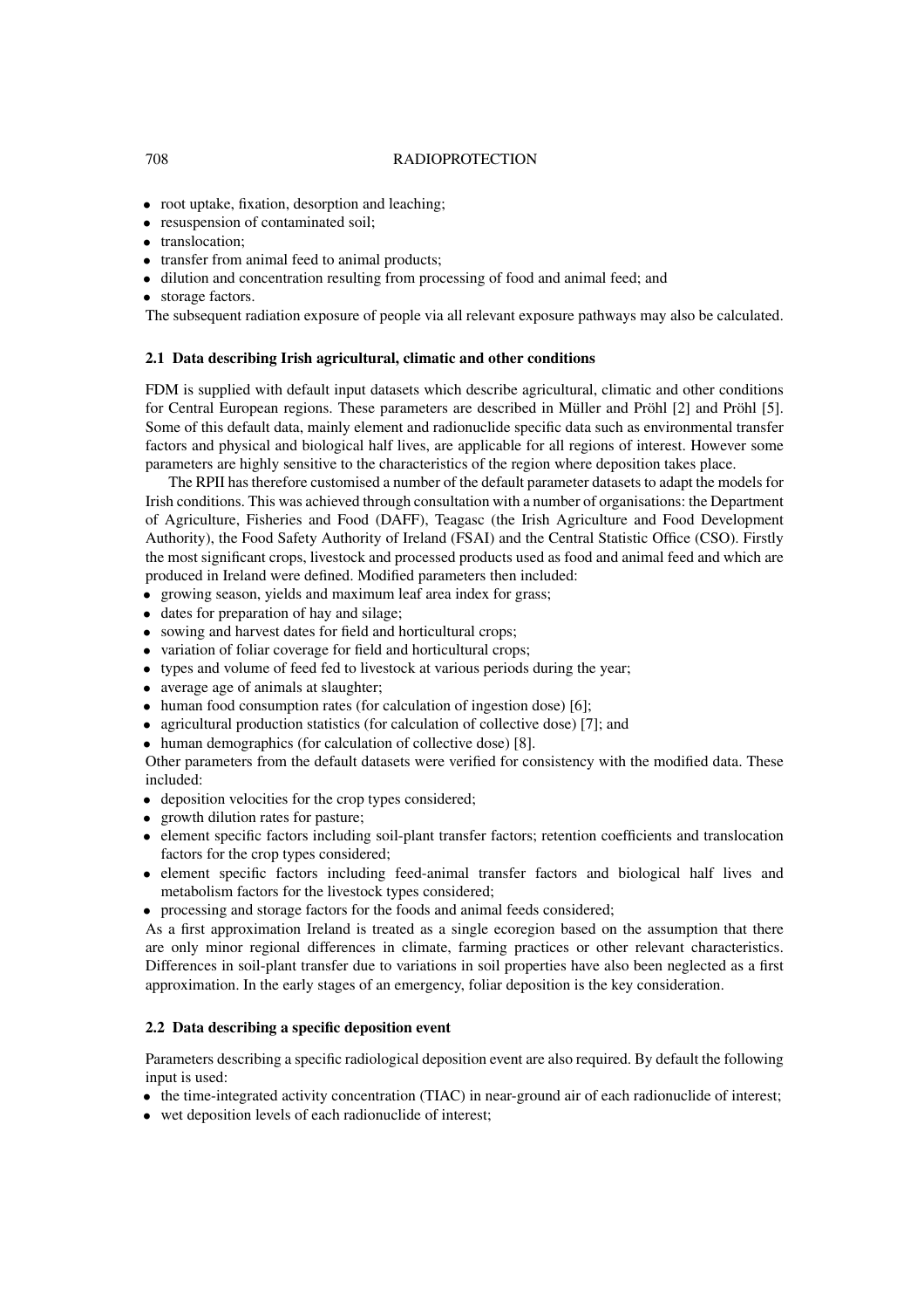- root uptake, fixation, desorption and leaching;
- resuspension of contaminated soil;
- translocation;
- transfer from animal feed to animal products;
- dilution and concentration resulting from processing of food and animal feed; and
- storage factors.

The subsequent radiation exposure of people via all relevant exposure pathways may also be calculated.

### 2.1 Data describing Irish agricultural, climatic and other conditions

FDM is supplied with default input datasets which describe agricultural, climatic and other conditions for Central European regions. These parameters are described in Müller and Pröhl [2] and Pröhl [5]. Some of this default data, mainly element and radionuclide specific data such as environmental transfer factors and physical and biological half lives, are applicable for all regions of interest. However some parameters are highly sensitive to the characteristics of the region where deposition takes place.

The RPII has therefore customised a number of the default parameter datasets to adapt the models for Irish conditions. This was achieved through consultation with a number of organisations: the Department of Agriculture, Fisheries and Food (DAFF), Teagasc (the Irish Agriculture and Food Development Authority), the Food Safety Authority of Ireland (FSAI) and the Central Statistic Office (CSO). Firstly the most significant crops, livestock and processed products used as food and animal feed and which are produced in Ireland were defined. Modified parameters then included:

- growing season, yields and maximum leaf area index for grass;
- dates for preparation of hay and silage;
- sowing and harvest dates for field and horticultural crops;
- variation of foliar coverage for field and horticultural crops;
- types and volume of feed fed to livestock at various periods during the year;
- average age of animals at slaughter;
- human food consumption rates (for calculation of ingestion dose) [6];
- agricultural production statistics (for calculation of collective dose) [7]; and
- human demographics (for calculation of collective dose) [8].

Other parameters from the default datasets were verified for consistency with the modified data. These included:

- deposition velocities for the crop types considered;
- growth dilution rates for pasture;
- element specific factors including soil-plant transfer factors; retention coefficients and translocation factors for the crop types considered;
- element specific factors including feed-animal transfer factors and biological half lives and metabolism factors for the livestock types considered;
- processing and storage factors for the foods and animal feeds considered;

As a first approximation Ireland is treated as a single ecoregion based on the assumption that there are only minor regional differences in climate, farming practices or other relevant characteristics. Differences in soil-plant transfer due to variations in soil properties have also been neglected as a first approximation. In the early stages of an emergency, foliar deposition is the key consideration.

### 2.2 Data describing a specific deposition event

Parameters describing a specific radiological deposition event are also required. By default the following input is used:

- the time-integrated activity concentration (TIAC) in near-ground air of each radionuclide of interest;
- wet deposition levels of each radionuclide of interest;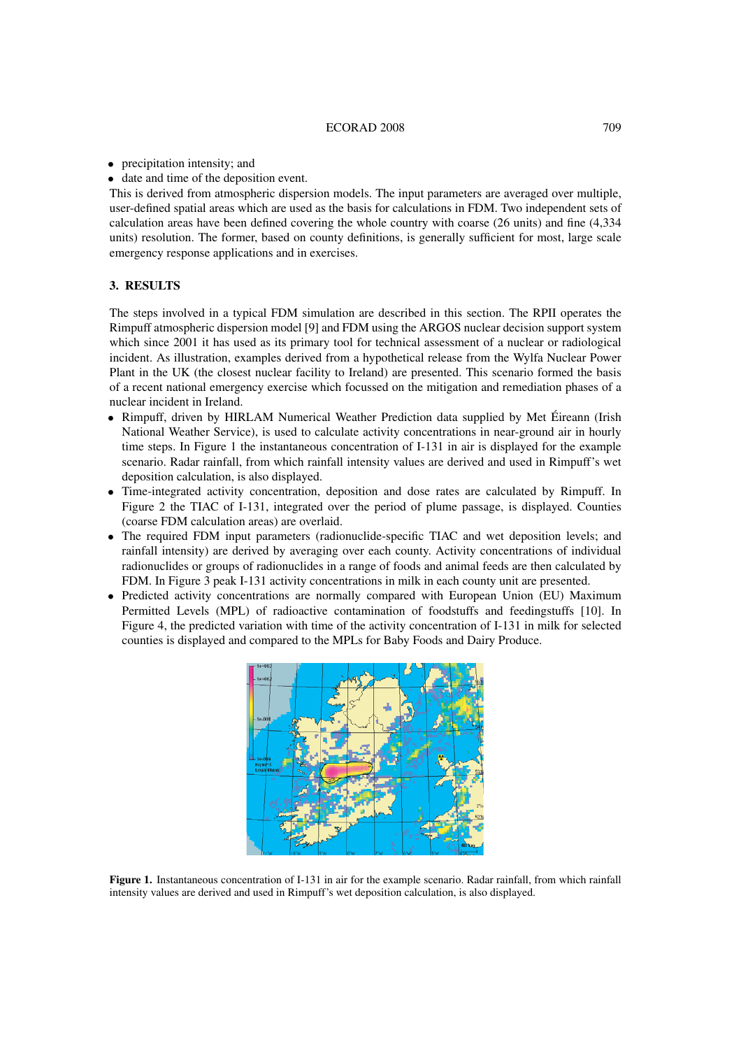- precipitation intensity; and
- date and time of the deposition event.

This is derived from atmospheric dispersion models. The input parameters are averaged over multiple, user-defined spatial areas which are used as the basis for calculations in FDM. Two independent sets of calculation areas have been defined covering the whole country with coarse (26 units) and fine (4,334 units) resolution. The former, based on county definitions, is generally sufficient for most, large scale emergency response applications and in exercises.

## 3. RESULTS

The steps involved in a typical FDM simulation are described in this section. The RPII operates the Rimpuff atmospheric dispersion model [9] and FDM using the ARGOS nuclear decision support system which since 2001 it has used as its primary tool for technical assessment of a nuclear or radiological incident. As illustration, examples derived from a hypothetical release from the Wylfa Nuclear Power Plant in the UK (the closest nuclear facility to Ireland) are presented. This scenario formed the basis of a recent national emergency exercise which focussed on the mitigation and remediation phases of a nuclear incident in Ireland.

- Rimpuff, driven by HIRLAM Numerical Weather Prediction data supplied by Met Éireann (Irish National Weather Service), is used to calculate activity concentrations in near-ground air in hourly time steps. In Figure 1 the instantaneous concentration of I-131 in air is displayed for the example scenario. Radar rainfall, from which rainfall intensity values are derived and used in Rimpuff's wet deposition calculation, is also displayed.
- Time-integrated activity concentration, deposition and dose rates are calculated by Rimpuff. In Figure 2 the TIAC of I-131, integrated over the period of plume passage, is displayed. Counties (coarse FDM calculation areas) are overlaid.
- The required FDM input parameters (radionuclide-specific TIAC and wet deposition levels; and rainfall intensity) are derived by averaging over each county. Activity concentrations of individual radionuclides or groups of radionuclides in a range of foods and animal feeds are then calculated by FDM. In Figure 3 peak I-131 activity concentrations in milk in each county unit are presented.
- Predicted activity concentrations are normally compared with European Union (EU) Maximum Permitted Levels (MPL) of radioactive contamination of foodstuffs and feedingstuffs [10]. In Figure 4, the predicted variation with time of the activity concentration of I-131 in milk for selected counties is displayed and compared to the MPLs for Baby Foods and Dairy Produce.

**Figure 1.** Instantaneous concentration of I-131 in air for the example scenario. Radar rainfall, from which rainfall intensity values are derived and used in Rimpuff's wet deposition calculation, is also displayed.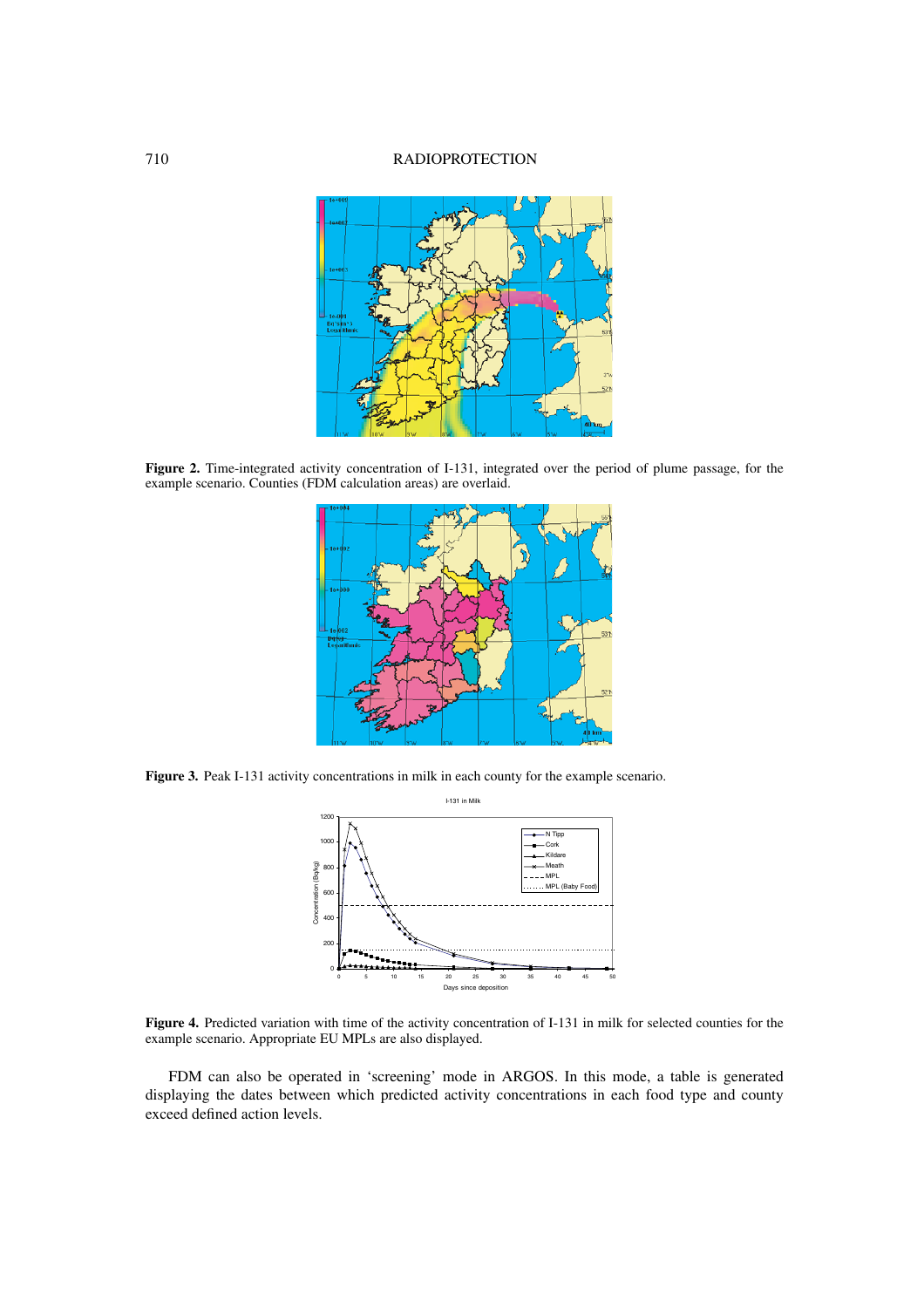Figure 2. Time-integrated activity concentration of I-131, integrated over the period of plume passage, for the example scenario. Counties (FDM calculation areas) are overlaid.

Figure 3. Peak I-131 activity concentrations in milk in each county for the example scenario.

I-131 in Milk

Concentration (Bq/kg)

1200
1000
800
600
400
200
0

0 5 10 15 20 25 30 35 40 45 50

Days since deposition

N Tipp
Cork
Kildare
Meath
MPL
MPL (Baby Food)

Figure 4. Predicted variation with time of the activity concentration of I-131 in milk for selected counties for the example scenario. Appropriate EU MPLs are also displayed.

FDM can also be operated in 'screening' mode in ARGOS. In this mode, a table is generated displaying the dates between which predicted activity concentrations in each food type and county exceed defined action levels.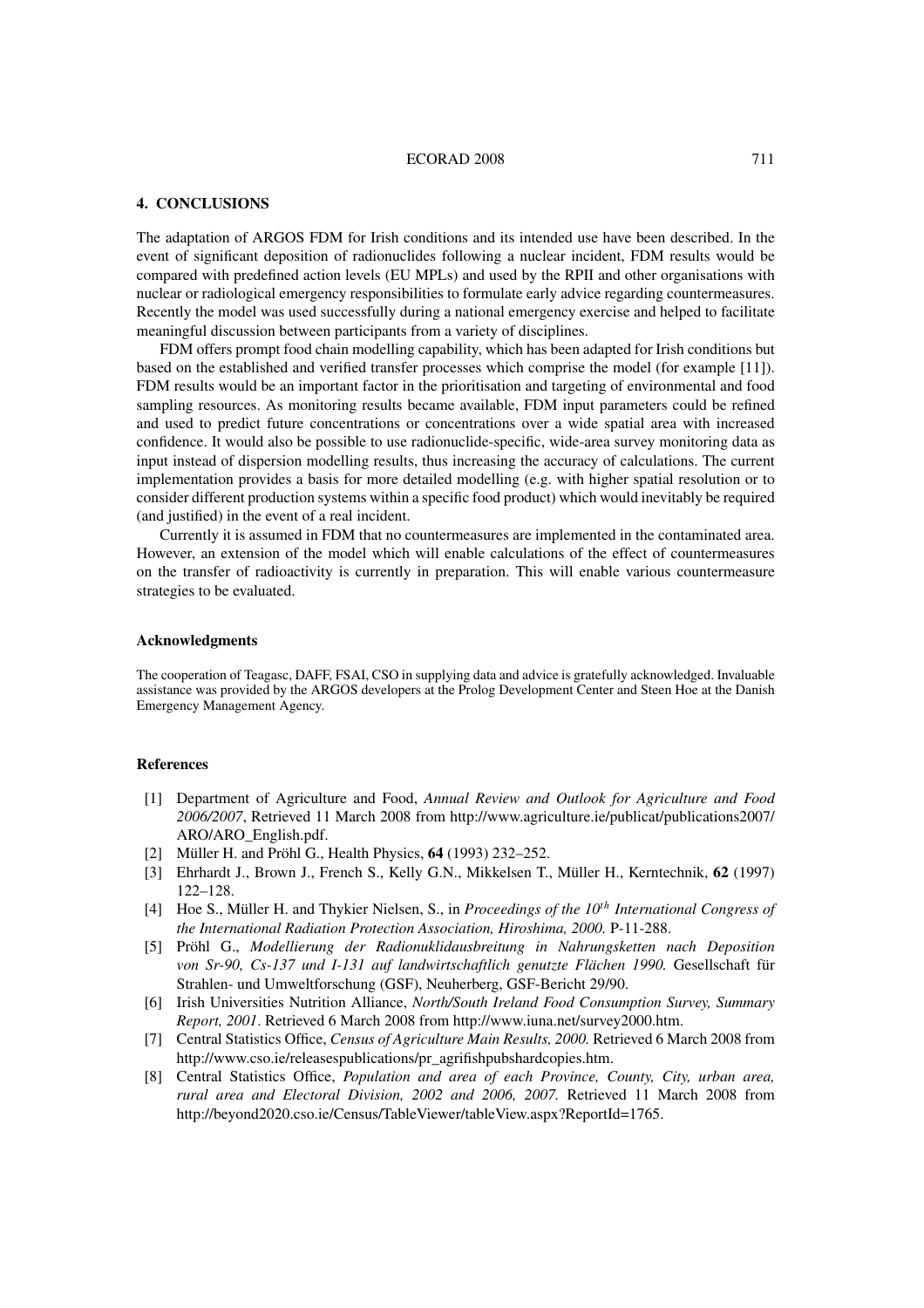## 4. CONCLUSIONS

The adaptation of ARGOS FDM for Irish conditions and its intended use have been described. In the event of significant deposition of radionuclides following a nuclear incident, FDM results would be compared with predefined action levels (EU MPLs) and used by the RPII and other organisations with nuclear or radiological emergency responsibilities to formulate early advice regarding countermeasures. Recently the model was used successfully during a national emergency exercise and helped to facilitate meaningful discussion between participants from a variety of disciplines.

FDM offers prompt food chain modelling capability, which has been adapted for Irish conditions but based on the established and verified transfer processes which comprise the model (for example [11]). FDM results would be an important factor in the prioritisation and targeting of environmental and food sampling resources. As monitoring results became available, FDM input parameters could be refined and used to predict future concentrations or concentrations over a wide spatial area with increased confidence. It would also be possible to use radionuclide-specific, wide-area survey monitoring data as input instead of dispersion modelling results, thus increasing the accuracy of calculations. The current implementation provides a basis for more detailed modelling (e.g. with higher spatial resolution or to consider different production systems within a specific food product) which would inevitably be required (and justified) in the event of a real incident.

Currently it is assumed in FDM that no countermeasures are implemented in the contaminated area. However, an extension of the model which will enable calculations of the effect of countermeasures on the transfer of radioactivity is currently in preparation. This will enable various countermeasure strategies to be evaluated.

### Acknowledgments

The cooperation of Teagasc, DAFF, FSAI, CSO in supplying data and advice is gratefully acknowledged. Invaluable assistance was provided by the ARGOS developers at the Prolog Development Center and Steen Hoe at the Danish Emergency Management Agency.

### References

[1] Department of Agriculture and Food, *Annual Review and Outlook for Agriculture and Food 2006/2007*, Retrieved 11 March 2008 from http://www.agriculture.ie/publicat/publications2007/ARO/ARO_English.pdf.

[2] Müller H. and Pröhl G., Health Physics, **64** (1993) 232–252.

[3] Ehrhardt J., Brown J., French S., Kelly G.N., Mikkelsen T., Müller H., Kerntechnik, **62** (1997) 122–128.

[4] Hoe S., Müller H. and Thykier Nielsen, S., in *Proceedings of the 10th International Congress of the International Radiation Protection Association, Hiroshima, 2000.* P-11-288.

[5] Pröhl G., *Modellierung der Radionuklidausbreitung in Nahrungsketten nach Deposition von Sr-90, Cs-137 und I-131 auf landwirtschaftlich genutzte Flächen 1990.* Gesellschaft für Strahlen- und Umweltforschung (GSF), Neuherberg, GSF-Bericht 29/90.

[6] Irish Universities Nutrition Alliance, *North/South Ireland Food Consumption Survey, Summary Report, 2001*. Retrieved 6 March 2008 from http://www.iuna.net/survey2000.htm.

[7] Central Statistics Office, *Census of Agriculture Main Results, 2000.* Retrieved 6 March 2008 from http://www.cso.ie/releasespublications/pr_agrifishpubshardcopies.htm.

[8] Central Statistics Office, *Population and area of each Province, County, City, urban area, rural area and Electoral Division, 2002 and 2006, 2007.* Retrieved 11 March 2008 from http://beyond2020.cso.ie/Census/TableViewer/tableView.aspx?ReportId=1765.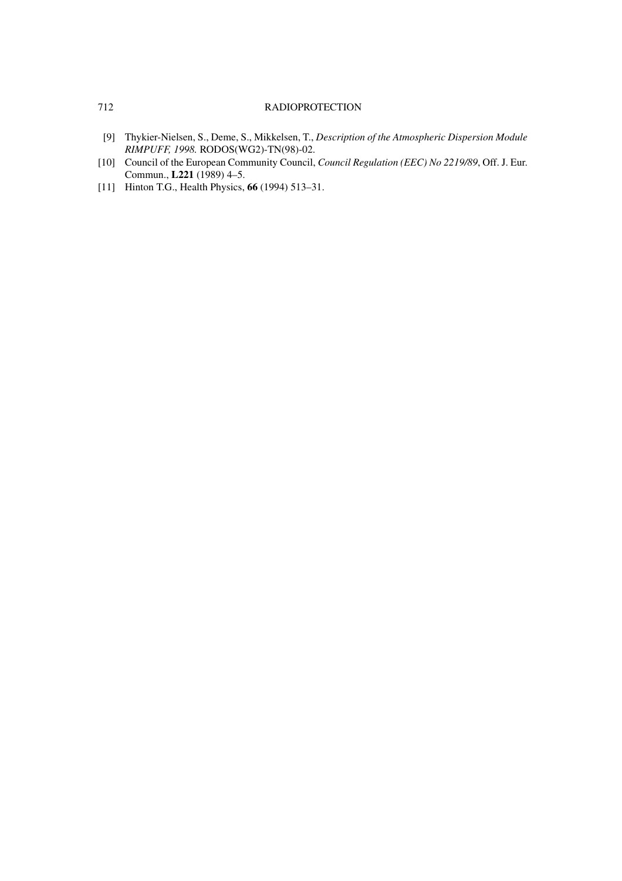[9] Thykier-Nielsen, S., Deme, S., Mikkelsen, T., *Description of the Atmospheric Dispersion Module RIMPUFF, 1998.* RODOS(WG2)-TN(98)-02.

[10] Council of the European Community Council, *Council Regulation (EEC) No 2219/89*, Off. J. Eur. Commun., **L221** (1989) 4–5.

[11] Hinton T.G., Health Physics, **66** (1994) 513–31.